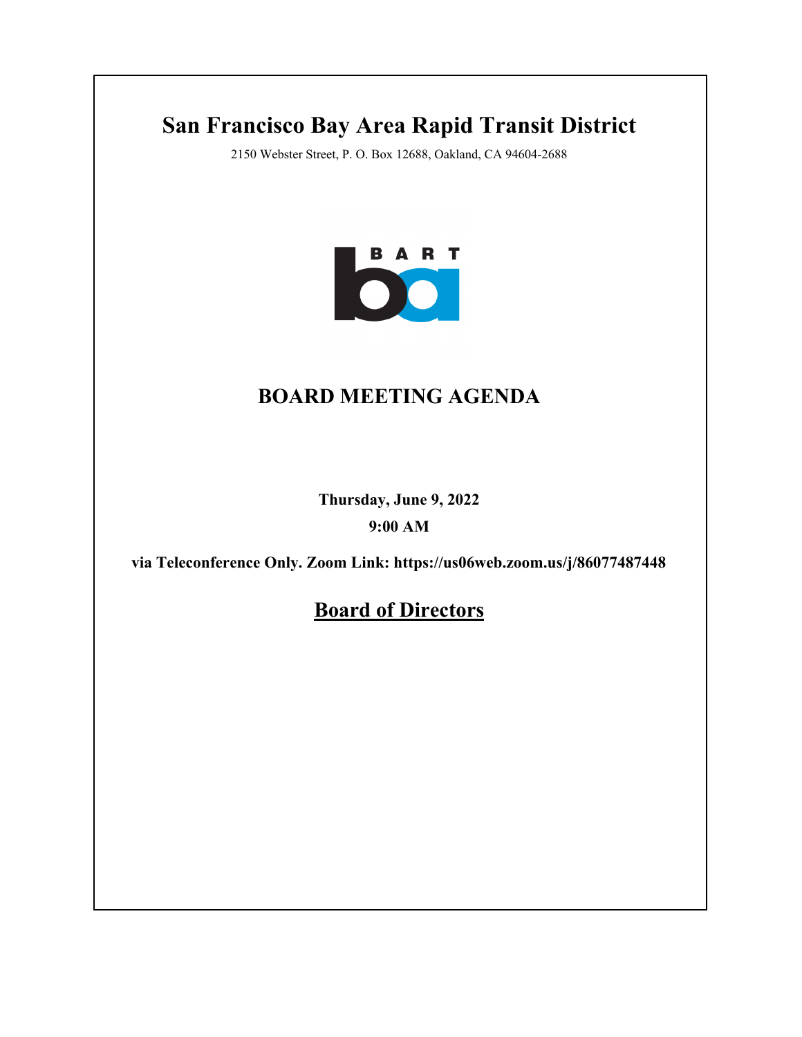# San Francisco Bay Area Rapid Transit District

2150 Webster Street, P. O. Box 12688, Oakland, CA 94604-2688

BART

## BOARD MEETING AGENDA

**Thursday, June 9, 2022**

**9:00 AM**

**via Teleconference Only. Zoom Link: https://us06web.zoom.us/j/86077487448**

## Board of Directors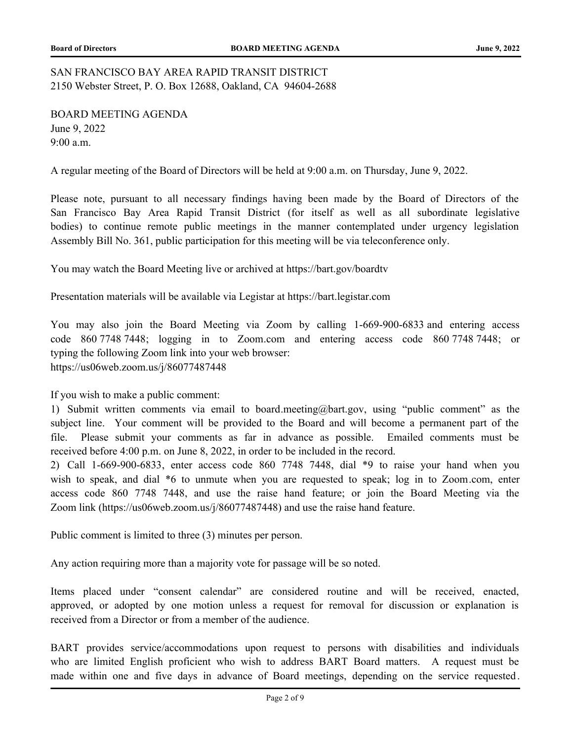SAN FRANCISCO BAY AREA RAPID TRANSIT DISTRICT
2150 Webster Street, P. O. Box 12688, Oakland, CA 94604-2688

BOARD MEETING AGENDA
June 9, 2022
9:00 a.m.

A regular meeting of the Board of Directors will be held at 9:00 a.m. on Thursday, June 9, 2022.

Please note, pursuant to all necessary findings having been made by the Board of Directors of the San Francisco Bay Area Rapid Transit District (for itself as well as all subordinate legislative bodies) to continue remote public meetings in the manner contemplated under urgency legislation Assembly Bill No. 361, public participation for this meeting will be via teleconference only.

You may watch the Board Meeting live or archived at https://bart.gov/boardtv

Presentation materials will be available via Legistar at https://bart.legistar.com

You may also join the Board Meeting via Zoom by calling 1-669-900-6833 and entering access code 860 7748 7448; logging in to Zoom.com and entering access code 860 7748 7448; or typing the following Zoom link into your web browser:
https://us06web.zoom.us/j/86077487448

If you wish to make a public comment:
1) Submit written comments via email to board.meeting@bart.gov, using "public comment" as the subject line. Your comment will be provided to the Board and will become a permanent part of the file. Please submit your comments as far in advance as possible. Emailed comments must be received before 4:00 p.m. on June 8, 2022, in order to be included in the record.
2) Call 1-669-900-6833, enter access code 860 7748 7448, dial *9 to raise your hand when you wish to speak, and dial *6 to unmute when you are requested to speak; log in to Zoom.com, enter access code 860 7748 7448, and use the raise hand feature; or join the Board Meeting via the Zoom link (https://us06web.zoom.us/j/86077487448) and use the raise hand feature.

Public comment is limited to three (3) minutes per person.

Any action requiring more than a majority vote for passage will be so noted.

Items placed under "consent calendar" are considered routine and will be received, enacted, approved, or adopted by one motion unless a request for removal for discussion or explanation is received from a Director or from a member of the audience.

BART provides service/accommodations upon request to persons with disabilities and individuals who are limited English proficient who wish to address BART Board matters. A request must be made within one and five days in advance of Board meetings, depending on the service requested.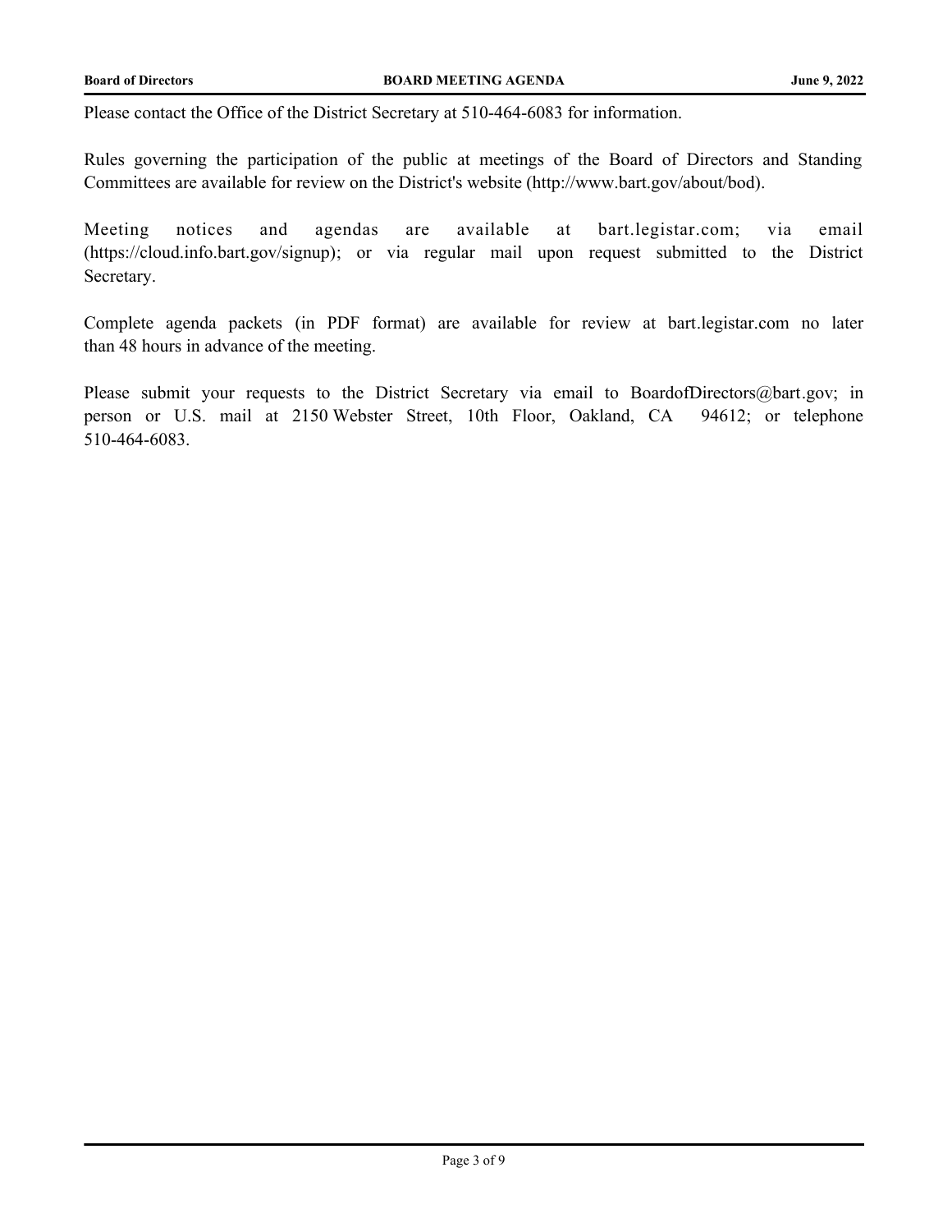Please contact the Office of the District Secretary at 510-464-6083 for information.

Rules governing the participation of the public at meetings of the Board of Directors and Standing Committees are available for review on the District's website (http://www.bart.gov/about/bod).

Meeting notices and agendas are available at bart.legistar.com; via email (https://cloud.info.bart.gov/signup); or via regular mail upon request submitted to the District Secretary.

Complete agenda packets (in PDF format) are available for review at bart.legistar.com no later than 48 hours in advance of the meeting.

Please submit your requests to the District Secretary via email to BoardofDirectors@bart.gov; in person or U.S. mail at 2150 Webster Street, 10th Floor, Oakland, CA 94612; or telephone 510-464-6083.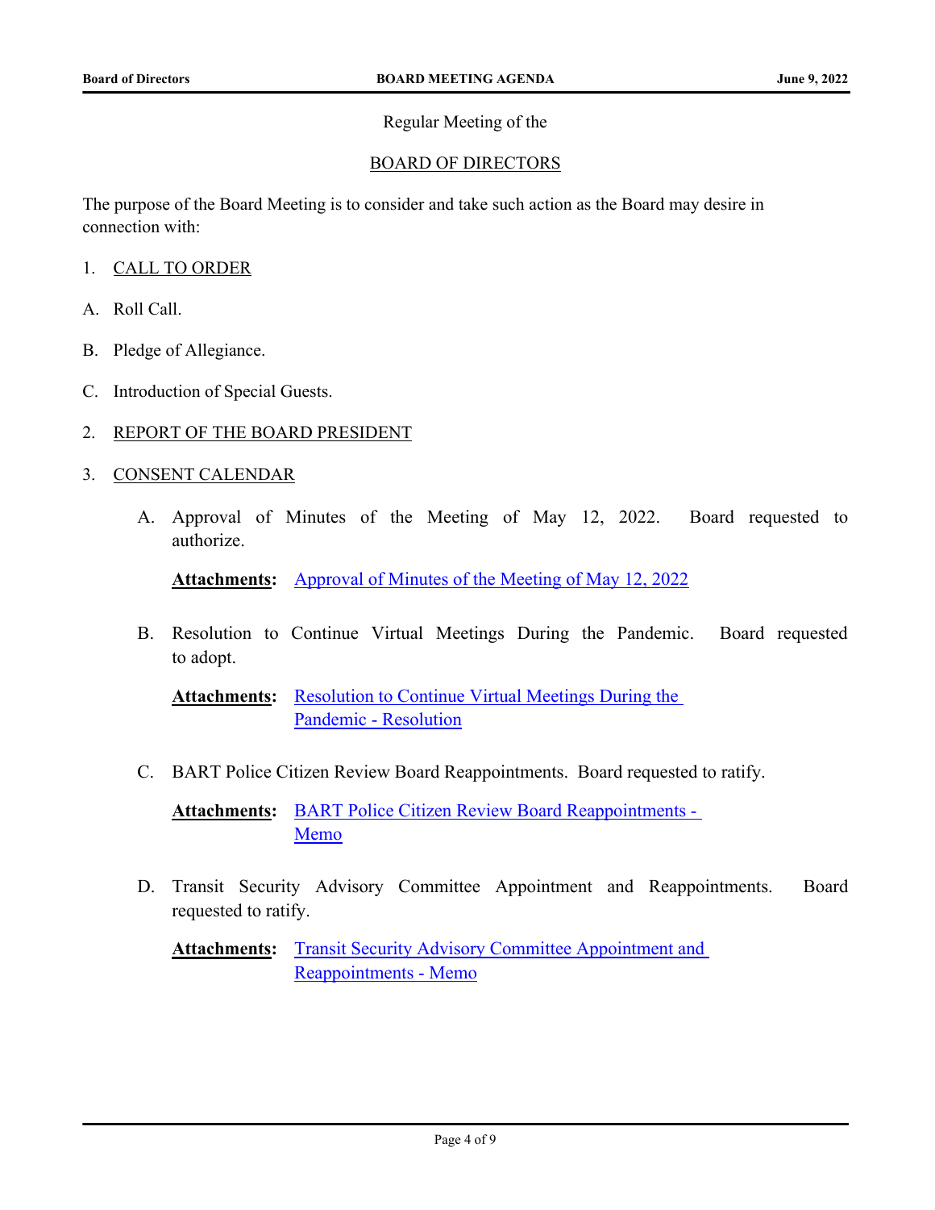Regular Meeting of the

BOARD OF DIRECTORS

The purpose of the Board Meeting is to consider and take such action as the Board may desire in connection with:

1. CALL TO ORDER

A. Roll Call.

B. Pledge of Allegiance.

C. Introduction of Special Guests.

2. REPORT OF THE BOARD PRESIDENT

3. CONSENT CALENDAR

   A. Approval of Minutes of the Meeting of May 12, 2022. Board requested to authorize.

      **Attachments:** Approval of Minutes of the Meeting of May 12, 2022

   B. Resolution to Continue Virtual Meetings During the Pandemic. Board requested to adopt.

      **Attachments:** Resolution to Continue Virtual Meetings During the Pandemic - Resolution

   C. BART Police Citizen Review Board Reappointments. Board requested to ratify.

      **Attachments:** BART Police Citizen Review Board Reappointments - Memo

   D. Transit Security Advisory Committee Appointment and Reappointments. Board requested to ratify.

      **Attachments:** Transit Security Advisory Committee Appointment and Reappointments - Memo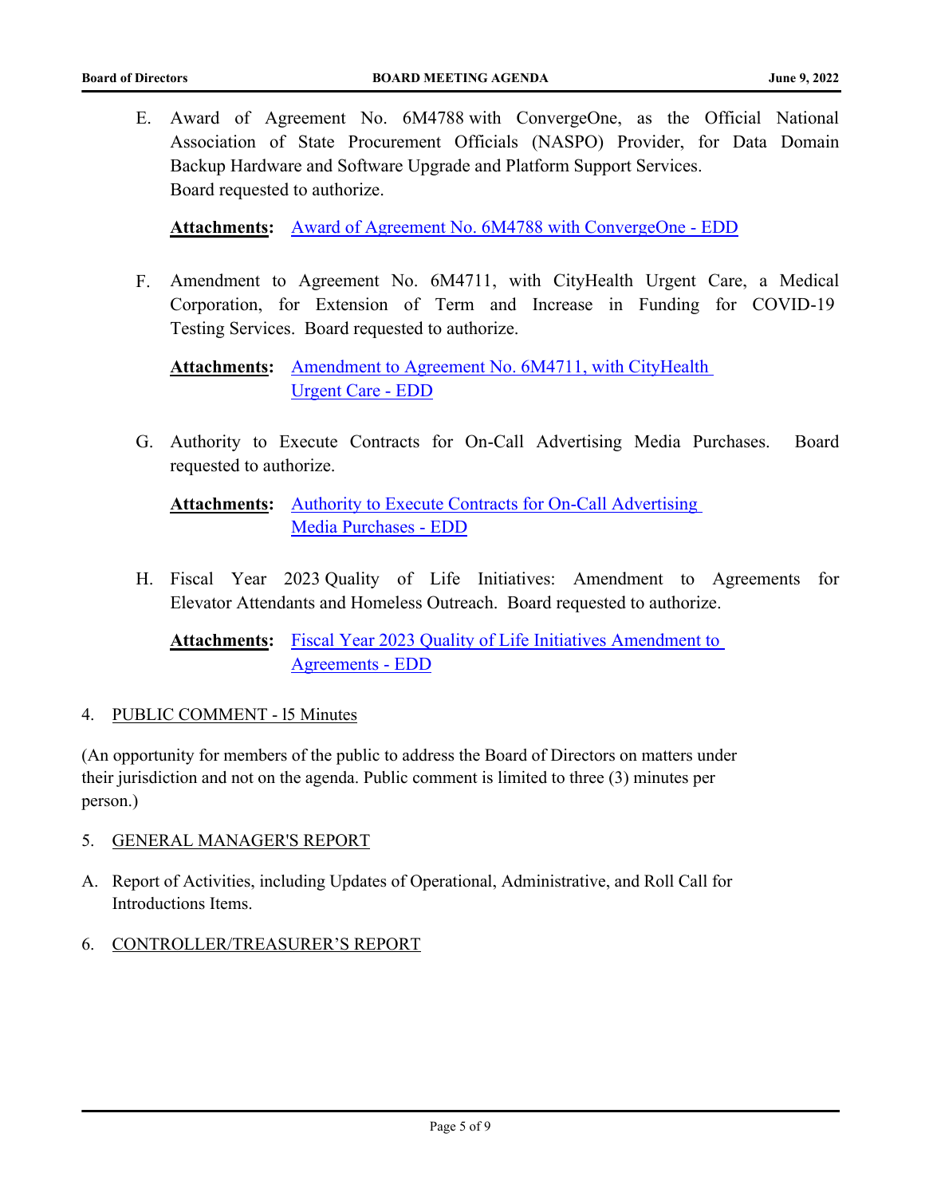E. Award of Agreement No. 6M4788 with ConvergeOne, as the Official National Association of State Procurement Officials (NASPO) Provider, for Data Domain Backup Hardware and Software Upgrade and Platform Support Services. Board requested to authorize.

**Attachments:** Award of Agreement No. 6M4788 with ConvergeOne - EDD

F. Amendment to Agreement No. 6M4711, with CityHealth Urgent Care, a Medical Corporation, for Extension of Term and Increase in Funding for COVID-19 Testing Services. Board requested to authorize.

**Attachments:** Amendment to Agreement No. 6M4711, with CityHealth Urgent Care - EDD

G. Authority to Execute Contracts for On-Call Advertising Media Purchases. Board requested to authorize.

**Attachments:** Authority to Execute Contracts for On-Call Advertising Media Purchases - EDD

H. Fiscal Year 2023 Quality of Life Initiatives: Amendment to Agreements for Elevator Attendants and Homeless Outreach. Board requested to authorize.

**Attachments:** Fiscal Year 2023 Quality of Life Initiatives Amendment to Agreements - EDD

4. PUBLIC COMMENT - l5 Minutes

(An opportunity for members of the public to address the Board of Directors on matters under their jurisdiction and not on the agenda. Public comment is limited to three (3) minutes per person.)

5. GENERAL MANAGER'S REPORT

A. Report of Activities, including Updates of Operational, Administrative, and Roll Call for Introductions Items.

6. CONTROLLER/TREASURER'S REPORT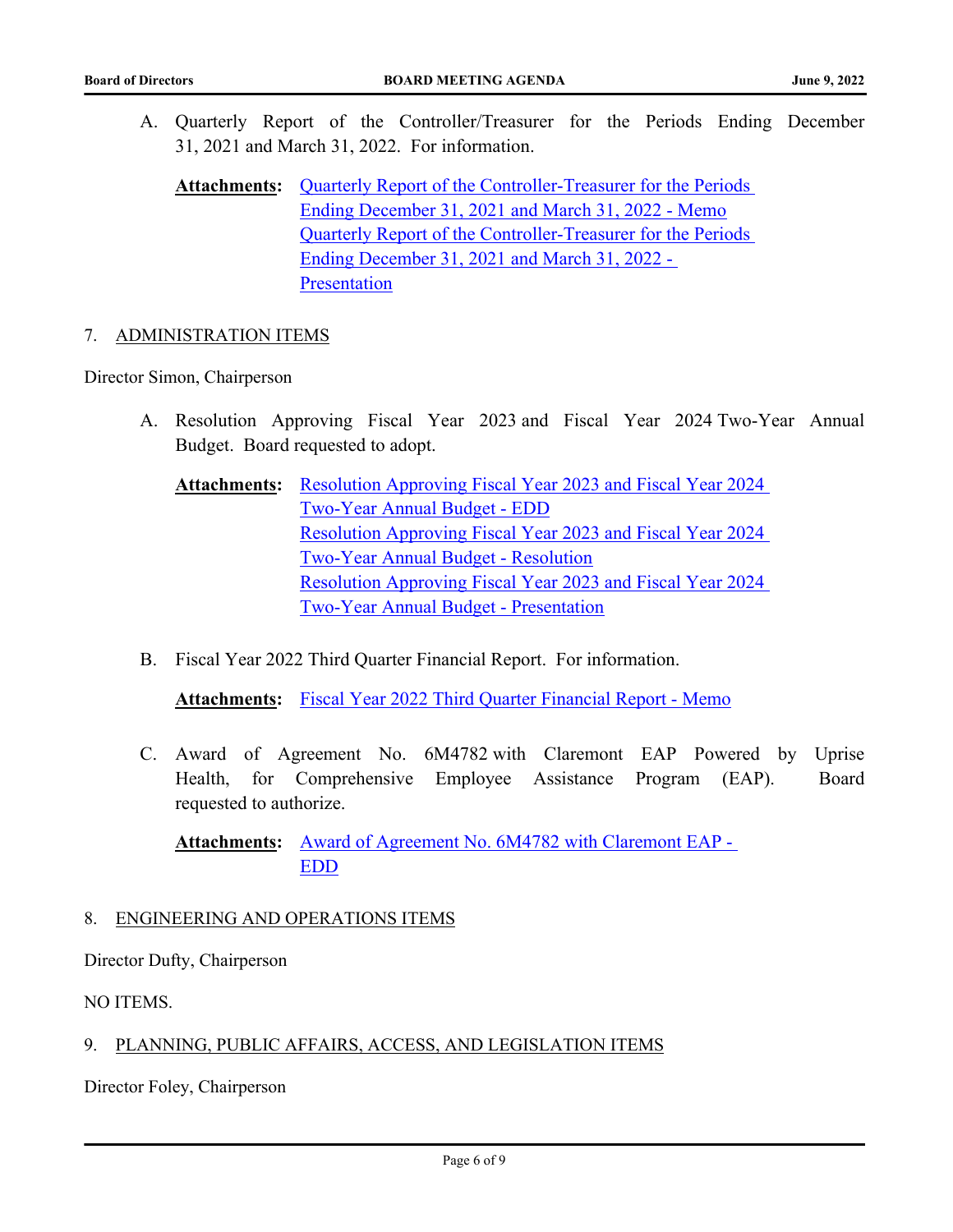A. Quarterly Report of the Controller/Treasurer for the Periods Ending December 31, 2021 and March 31, 2022. For information.

**Attachments:** Quarterly Report of the Controller-Treasurer for the Periods Ending December 31, 2021 and March 31, 2022 - Memo
Quarterly Report of the Controller-Treasurer for the Periods Ending December 31, 2021 and March 31, 2022 - Presentation

## 7. ADMINISTRATION ITEMS

Director Simon, Chairperson

A. Resolution Approving Fiscal Year 2023 and Fiscal Year 2024 Two-Year Annual Budget. Board requested to adopt.

**Attachments:** Resolution Approving Fiscal Year 2023 and Fiscal Year 2024 Two-Year Annual Budget - EDD
Resolution Approving Fiscal Year 2023 and Fiscal Year 2024 Two-Year Annual Budget - Resolution
Resolution Approving Fiscal Year 2023 and Fiscal Year 2024 Two-Year Annual Budget - Presentation

B. Fiscal Year 2022 Third Quarter Financial Report. For information.

**Attachments:** Fiscal Year 2022 Third Quarter Financial Report - Memo

C. Award of Agreement No. 6M4782 with Claremont EAP Powered by Uprise Health, for Comprehensive Employee Assistance Program (EAP). Board requested to authorize.

**Attachments:** Award of Agreement No. 6M4782 with Claremont EAP - EDD

## 8. ENGINEERING AND OPERATIONS ITEMS

Director Dufty, Chairperson

NO ITEMS.

## 9. PLANNING, PUBLIC AFFAIRS, ACCESS, AND LEGISLATION ITEMS

Director Foley, Chairperson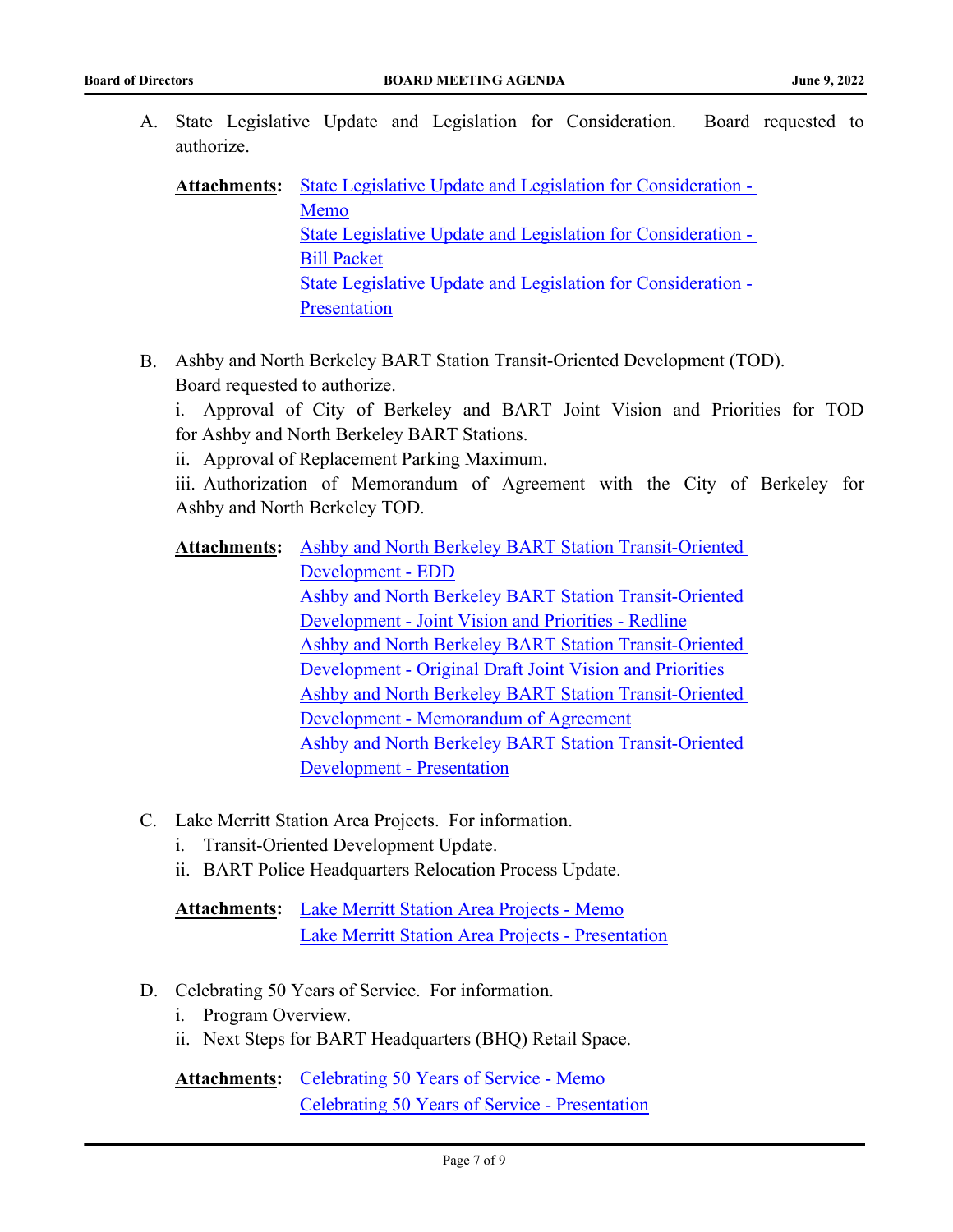A. State Legislative Update and Legislation for Consideration. Board requested to authorize.

**Attachments:** State Legislative Update and Legislation for Consideration - Memo
State Legislative Update and Legislation for Consideration - Bill Packet
State Legislative Update and Legislation for Consideration - Presentation

B. Ashby and North Berkeley BART Station Transit-Oriented Development (TOD). Board requested to authorize.
i. Approval of City of Berkeley and BART Joint Vision and Priorities for TOD for Ashby and North Berkeley BART Stations.
ii. Approval of Replacement Parking Maximum.
iii. Authorization of Memorandum of Agreement with the City of Berkeley for Ashby and North Berkeley TOD.

**Attachments:** Ashby and North Berkeley BART Station Transit-Oriented Development - EDD
Ashby and North Berkeley BART Station Transit-Oriented Development - Joint Vision and Priorities - Redline
Ashby and North Berkeley BART Station Transit-Oriented Development - Original Draft Joint Vision and Priorities
Ashby and North Berkeley BART Station Transit-Oriented Development - Memorandum of Agreement
Ashby and North Berkeley BART Station Transit-Oriented Development - Presentation

C. Lake Merritt Station Area Projects. For information.
i. Transit-Oriented Development Update.
ii. BART Police Headquarters Relocation Process Update.

**Attachments:** Lake Merritt Station Area Projects - Memo
Lake Merritt Station Area Projects - Presentation

D. Celebrating 50 Years of Service. For information.
i. Program Overview.
ii. Next Steps for BART Headquarters (BHQ) Retail Space.

**Attachments:** Celebrating 50 Years of Service - Memo
Celebrating 50 Years of Service - Presentation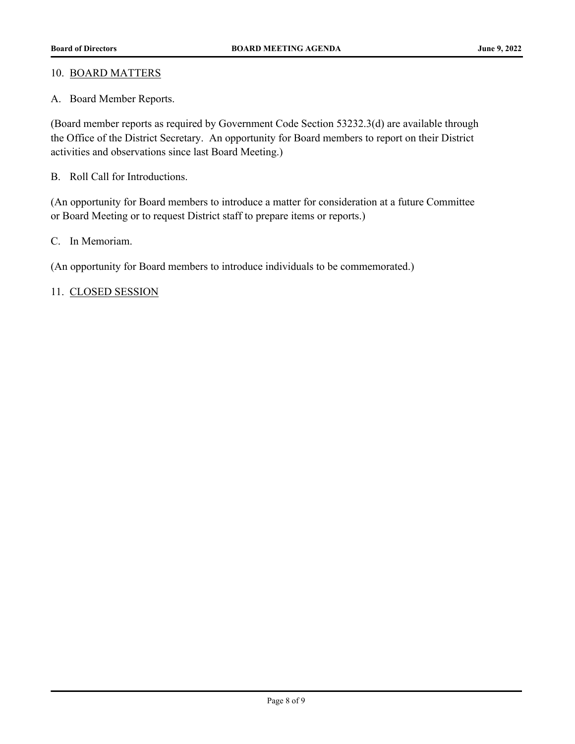10. <u>BOARD MATTERS</u>

A. Board Member Reports.

(Board member reports as required by Government Code Section 53232.3(d) are available through the Office of the District Secretary. An opportunity for Board members to report on their District activities and observations since last Board Meeting.)

B. Roll Call for Introductions.

(An opportunity for Board members to introduce a matter for consideration at a future Committee or Board Meeting or to request District staff to prepare items or reports.)

C. In Memoriam.

(An opportunity for Board members to introduce individuals to be commemorated.)

11. <u>CLOSED SESSION</u>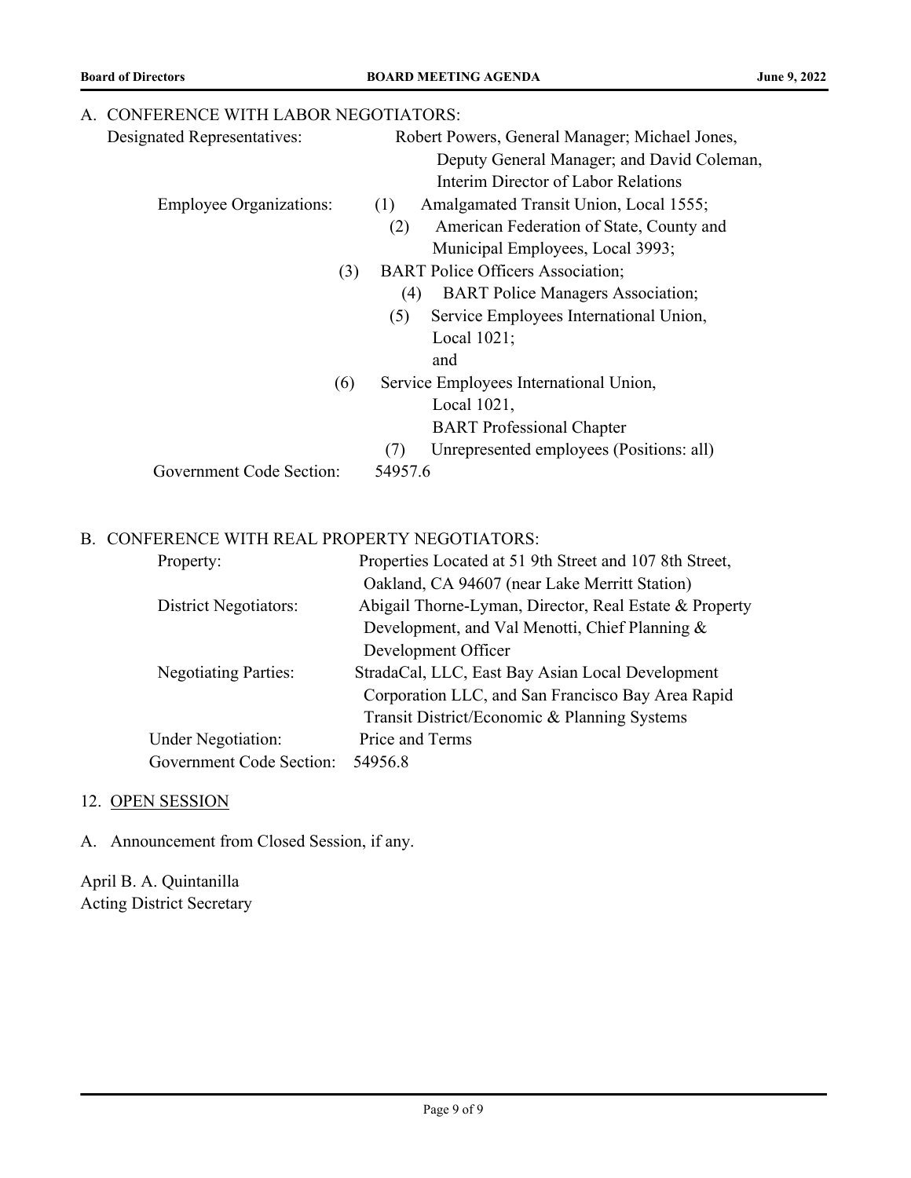A. CONFERENCE WITH LABOR NEGOTIATORS:

Designated Representatives: Robert Powers, General Manager; Michael Jones, Deputy General Manager; and David Coleman, Interim Director of Labor Relations

Employee Organizations:

(1) Amalgamated Transit Union, Local 1555;
(2) American Federation of State, County and Municipal Employees, Local 3993;
(3) BART Police Officers Association;
(4) BART Police Managers Association;
(5) Service Employees International Union, Local 1021; and
(6) Service Employees International Union, Local 1021, BART Professional Chapter
(7) Unrepresented employees (Positions: all)

Government Code Section: 54957.6

B. CONFERENCE WITH REAL PROPERTY NEGOTIATORS:

Property: Properties Located at 51 9th Street and 107 8th Street, Oakland, CA 94607 (near Lake Merritt Station)

District Negotiators: Abigail Thorne-Lyman, Director, Real Estate & Property Development, and Val Menotti, Chief Planning & Development Officer

Negotiating Parties: StradaCal, LLC, East Bay Asian Local Development Corporation LLC, and San Francisco Bay Area Rapid Transit District/Economic & Planning Systems

Under Negotiation: Price and Terms

Government Code Section: 54956.8

12. <u>OPEN SESSION</u>

A. Announcement from Closed Session, if any.

April B. A. Quintanilla
Acting District Secretary